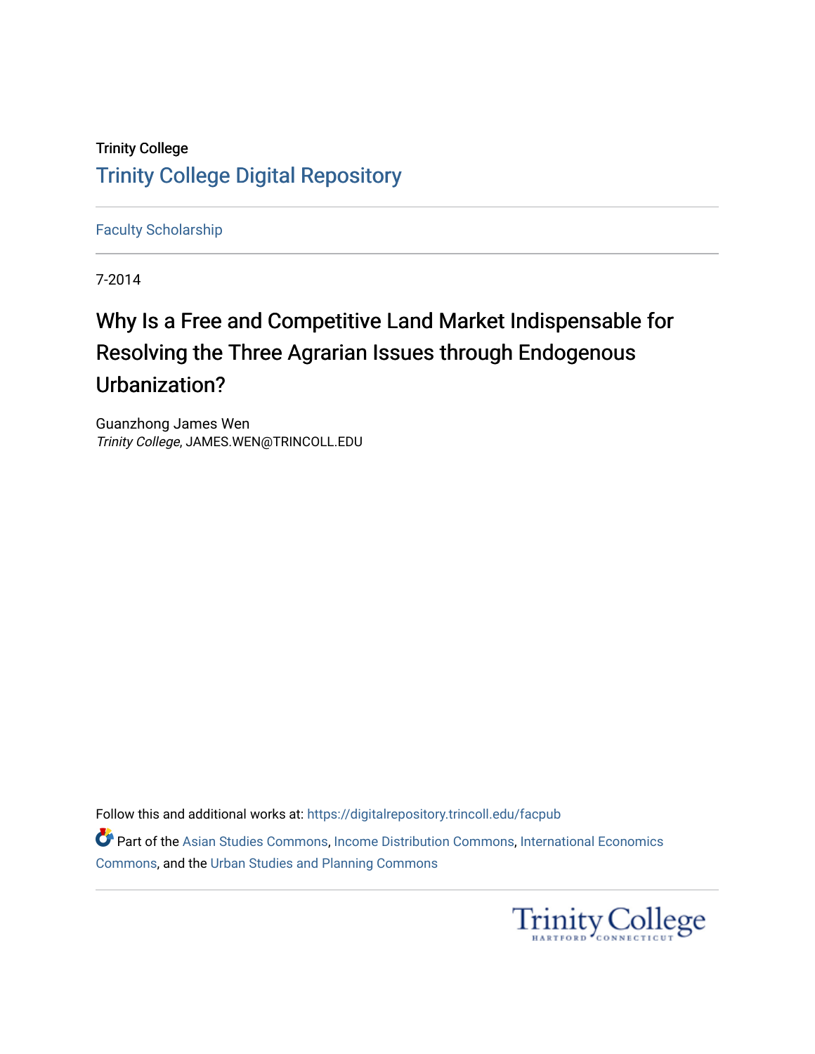Trinity College

# Trinity College Digital Repository

Faculty Scholarship

7-2014

## Why Is a Free and Competitive Land Market Indispensable for Resolving the Three Agrarian Issues through Endogenous Urbanization?

Guanzhong James Wen
*Trinity College*, JAMES.WEN@TRINCOLL.EDU

Follow this and additional works at: https://digitalrepository.trincoll.edu/facpub

Part of the Asian Studies Commons, Income Distribution Commons, International Economics Commons, and the Urban Studies and Planning Commons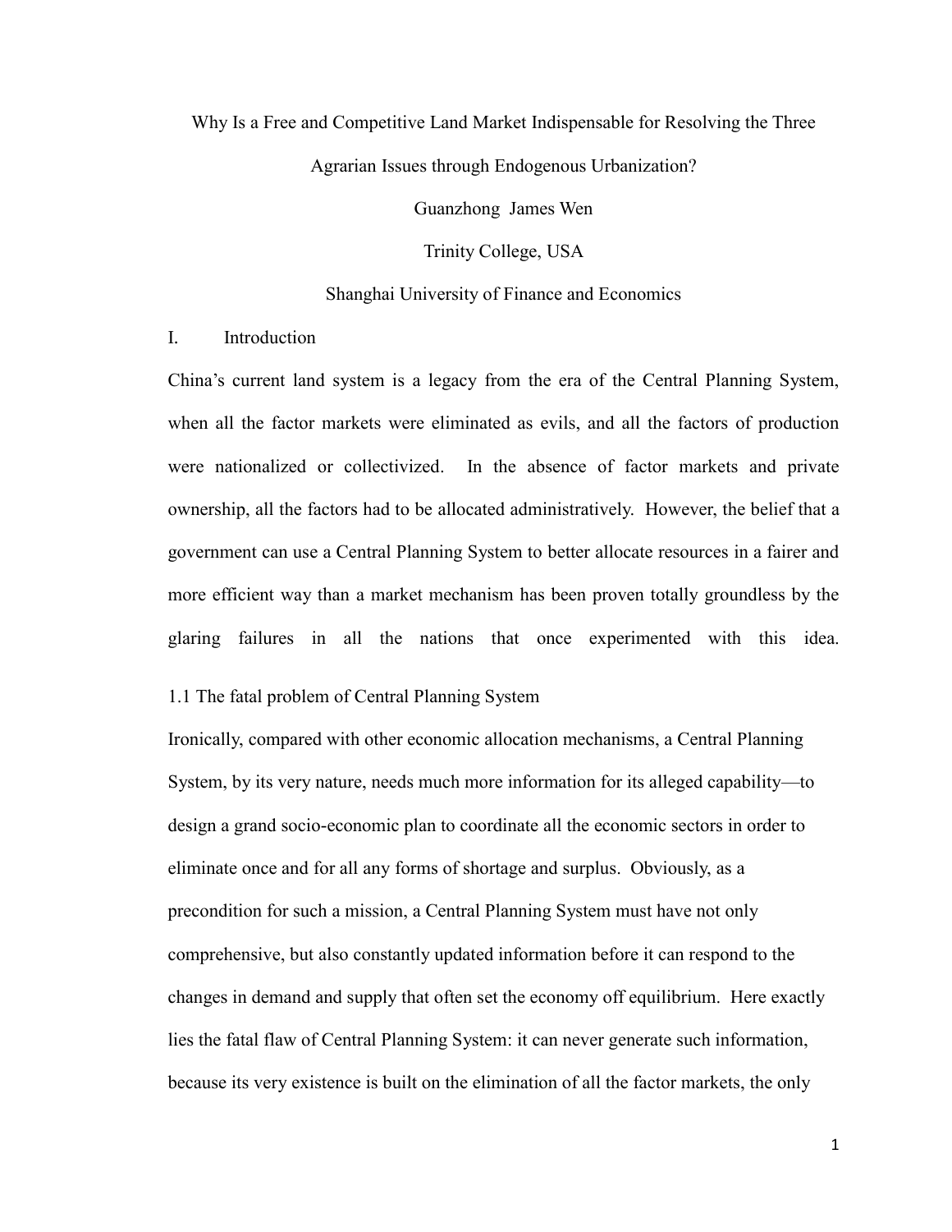Why Is a Free and Competitive Land Market Indispensable for Resolving the Three Agrarian Issues through Endogenous Urbanization?

Guanzhong James Wen

Trinity College, USA

Shanghai University of Finance and Economics

# I. Introduction

China's current land system is a legacy from the era of the Central Planning System, when all the factor markets were eliminated as evils, and all the factors of production were nationalized or collectivized. In the absence of factor markets and private ownership, all the factors had to be allocated administratively. However, the belief that a government can use a Central Planning System to better allocate resources in a fairer and more efficient way than a market mechanism has been proven totally groundless by the glaring failures in all the nations that once experimented with this idea.

## 1.1 The fatal problem of Central Planning System

Ironically, compared with other economic allocation mechanisms, a Central Planning System, by its very nature, needs much more information for its alleged capability—to design a grand socio-economic plan to coordinate all the economic sectors in order to eliminate once and for all any forms of shortage and surplus. Obviously, as a precondition for such a mission, a Central Planning System must have not only comprehensive, but also constantly updated information before it can respond to the changes in demand and supply that often set the economy off equilibrium. Here exactly lies the fatal flaw of Central Planning System: it can never generate such information, because its very existence is built on the elimination of all the factor markets, the only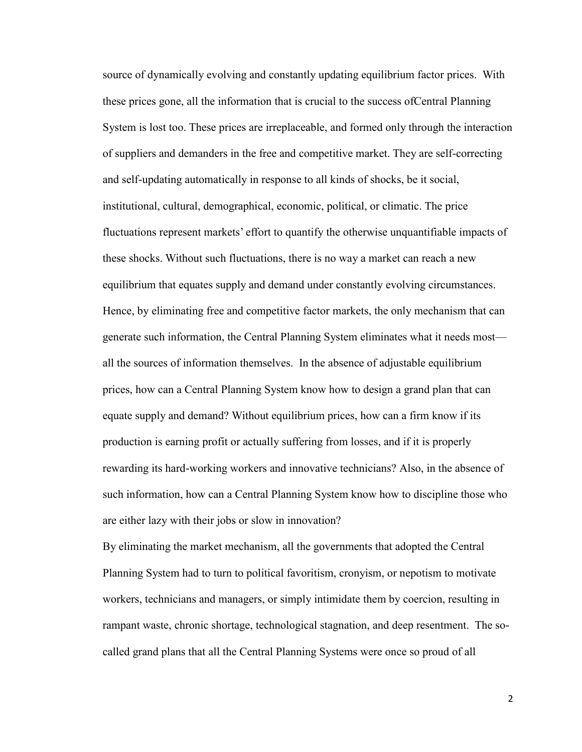source of dynamically evolving and constantly updating equilibrium factor prices. With these prices gone, all the information that is crucial to the success ofCentral Planning System is lost too. These prices are irreplaceable, and formed only through the interaction of suppliers and demanders in the free and competitive market. They are self-correcting and self-updating automatically in response to all kinds of shocks, be it social, institutional, cultural, demographical, economic, political, or climatic. The price fluctuations represent markets' effort to quantify the otherwise unquantifiable impacts of these shocks. Without such fluctuations, there is no way a market can reach a new equilibrium that equates supply and demand under constantly evolving circumstances. Hence, by eliminating free and competitive factor markets, the only mechanism that can generate such information, the Central Planning System eliminates what it needs most—all the sources of information themselves. In the absence of adjustable equilibrium prices, how can a Central Planning System know how to design a grand plan that can equate supply and demand? Without equilibrium prices, how can a firm know if its production is earning profit or actually suffering from losses, and if it is properly rewarding its hard-working workers and innovative technicians? Also, in the absence of such information, how can a Central Planning System know how to discipline those who are either lazy with their jobs or slow in innovation?

By eliminating the market mechanism, all the governments that adopted the Central Planning System had to turn to political favoritism, cronyism, or nepotism to motivate workers, technicians and managers, or simply intimidate them by coercion, resulting in rampant waste, chronic shortage, technological stagnation, and deep resentment. The so-called grand plans that all the Central Planning Systems were once so proud of all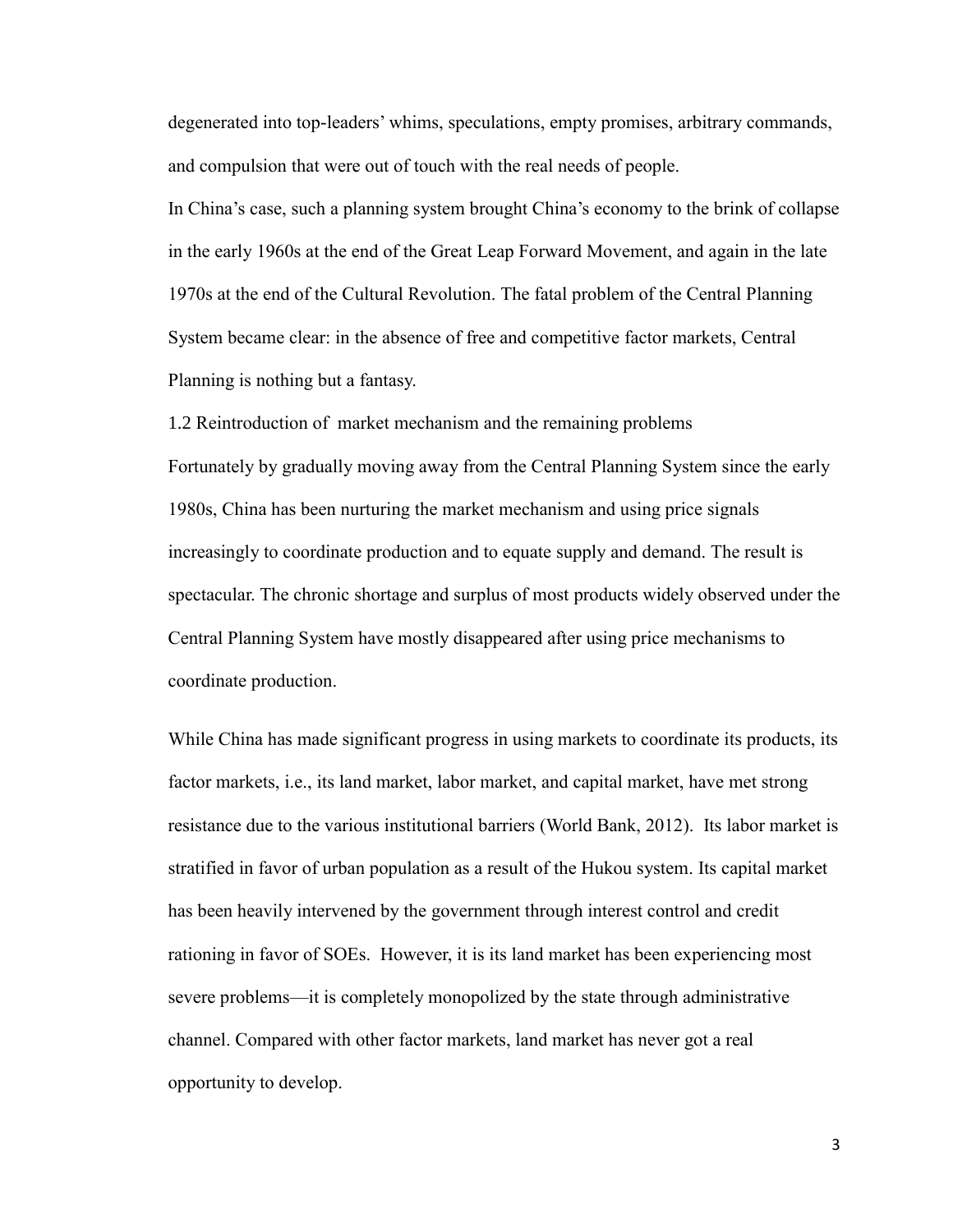degenerated into top-leaders' whims, speculations, empty promises, arbitrary commands, and compulsion that were out of touch with the real needs of people.

In China's case, such a planning system brought China's economy to the brink of collapse in the early 1960s at the end of the Great Leap Forward Movement, and again in the late 1970s at the end of the Cultural Revolution. The fatal problem of the Central Planning System became clear: in the absence of free and competitive factor markets, Central Planning is nothing but a fantasy.

### 1.2 Reintroduction of market mechanism and the remaining problems

Fortunately by gradually moving away from the Central Planning System since the early 1980s, China has been nurturing the market mechanism and using price signals increasingly to coordinate production and to equate supply and demand. The result is spectacular. The chronic shortage and surplus of most products widely observed under the Central Planning System have mostly disappeared after using price mechanisms to coordinate production.

While China has made significant progress in using markets to coordinate its products, its factor markets, i.e., its land market, labor market, and capital market, have met strong resistance due to the various institutional barriers (World Bank, 2012). Its labor market is stratified in favor of urban population as a result of the Hukou system. Its capital market has been heavily intervened by the government through interest control and credit rationing in favor of SOEs. However, it is its land market has been experiencing most severe problems—it is completely monopolized by the state through administrative channel. Compared with other factor markets, land market has never got a real opportunity to develop.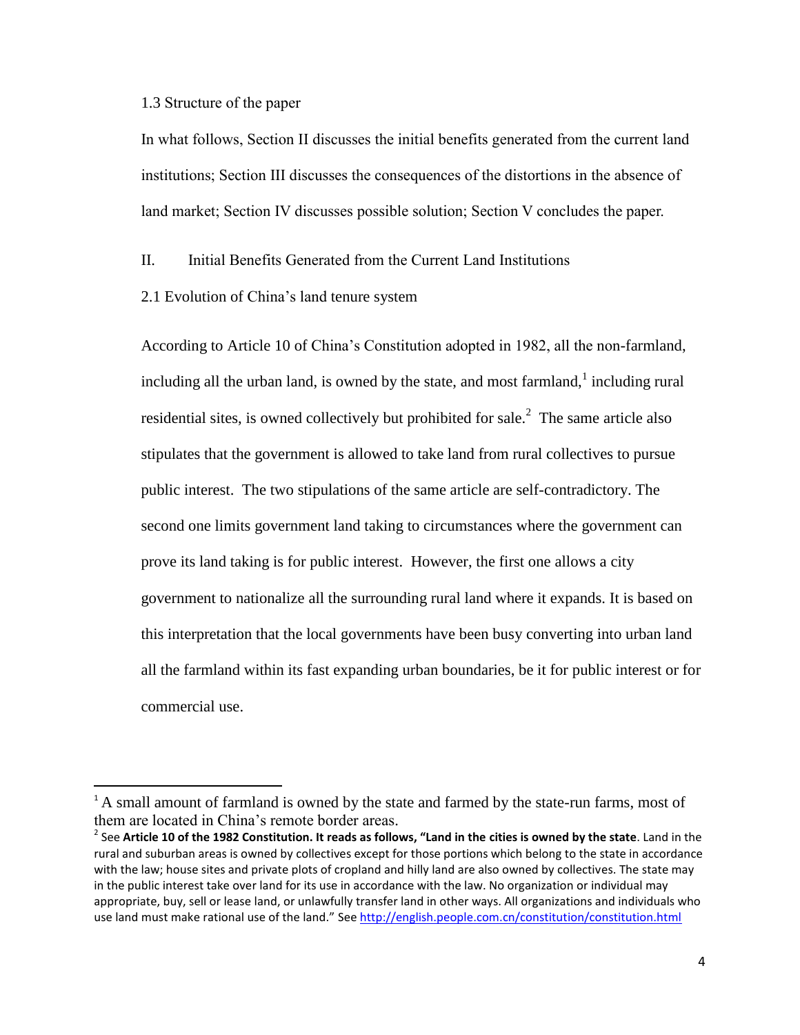### 1.3 Structure of the paper

In what follows, Section II discusses the initial benefits generated from the current land institutions; Section III discusses the consequences of the distortions in the absence of land market; Section IV discusses possible solution; Section V concludes the paper.

## II. Initial Benefits Generated from the Current Land Institutions

### 2.1 Evolution of China's land tenure system

According to Article 10 of China's Constitution adopted in 1982, all the non-farmland, including all the urban land, is owned by the state, and most farmland,[1] including rural residential sites, is owned collectively but prohibited for sale.[2] The same article also stipulates that the government is allowed to take land from rural collectives to pursue public interest. The two stipulations of the same article are self-contradictory. The second one limits government land taking to circumstances where the government can prove its land taking is for public interest. However, the first one allows a city government to nationalize all the surrounding rural land where it expands. It is based on this interpretation that the local governments have been busy converting into urban land all the farmland within its fast expanding urban boundaries, be it for public interest or for commercial use.

---

[1] A small amount of farmland is owned by the state and farmed by the state-run farms, most of them are located in China's remote border areas.

[2] See **Article 10 of the 1982 Constitution. It reads as follows, "Land in the cities is owned by the state**. Land in the rural and suburban areas is owned by collectives except for those portions which belong to the state in accordance with the law; house sites and private plots of cropland and hilly land are also owned by collectives. The state may in the public interest take over land for its use in accordance with the law. No organization or individual may appropriate, buy, sell or lease land, or unlawfully transfer land in other ways. All organizations and individuals who use land must make rational use of the land." See http://english.people.com.cn/constitution/constitution.html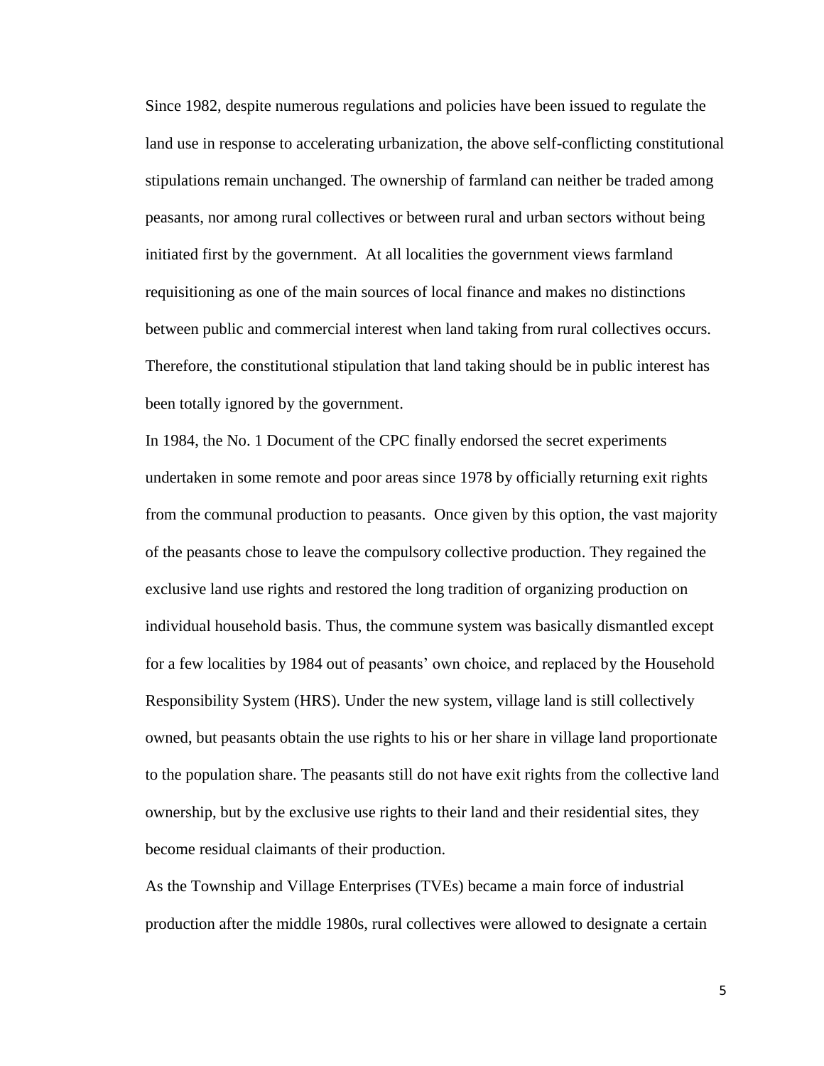Since 1982, despite numerous regulations and policies have been issued to regulate the land use in response to accelerating urbanization, the above self-conflicting constitutional stipulations remain unchanged. The ownership of farmland can neither be traded among peasants, nor among rural collectives or between rural and urban sectors without being initiated first by the government. At all localities the government views farmland requisitioning as one of the main sources of local finance and makes no distinctions between public and commercial interest when land taking from rural collectives occurs. Therefore, the constitutional stipulation that land taking should be in public interest has been totally ignored by the government.

In 1984, the No. 1 Document of the CPC finally endorsed the secret experiments undertaken in some remote and poor areas since 1978 by officially returning exit rights from the communal production to peasants. Once given by this option, the vast majority of the peasants chose to leave the compulsory collective production. They regained the exclusive land use rights and restored the long tradition of organizing production on individual household basis. Thus, the commune system was basically dismantled except for a few localities by 1984 out of peasants' own choice, and replaced by the Household Responsibility System (HRS). Under the new system, village land is still collectively owned, but peasants obtain the use rights to his or her share in village land proportionate to the population share. The peasants still do not have exit rights from the collective land ownership, but by the exclusive use rights to their land and their residential sites, they become residual claimants of their production.

As the Township and Village Enterprises (TVEs) became a main force of industrial production after the middle 1980s, rural collectives were allowed to designate a certain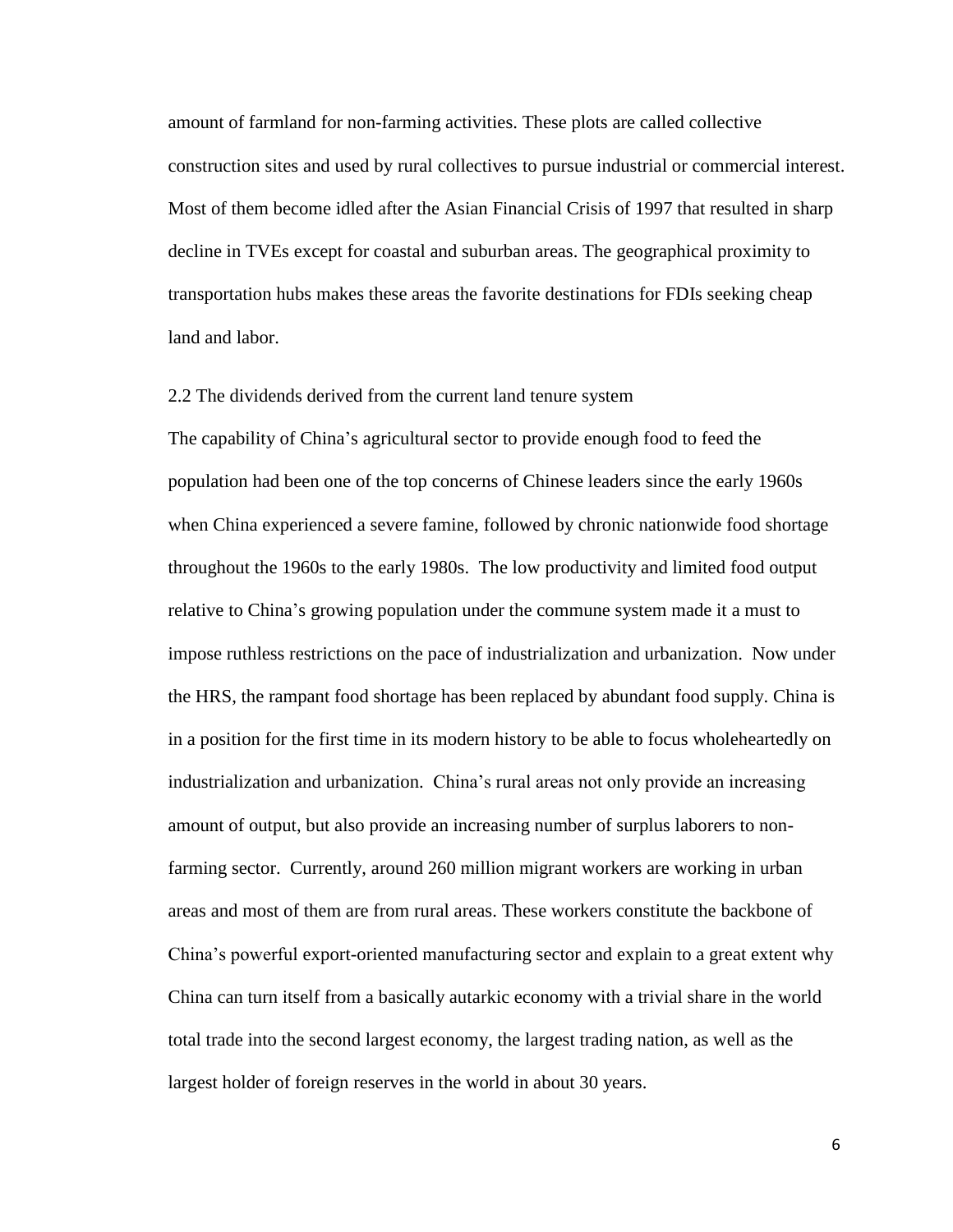amount of farmland for non-farming activities. These plots are called collective construction sites and used by rural collectives to pursue industrial or commercial interest. Most of them become idled after the Asian Financial Crisis of 1997 that resulted in sharp decline in TVEs except for coastal and suburban areas. The geographical proximity to transportation hubs makes these areas the favorite destinations for FDIs seeking cheap land and labor.

### 2.2 The dividends derived from the current land tenure system

The capability of China's agricultural sector to provide enough food to feed the population had been one of the top concerns of Chinese leaders since the early 1960s when China experienced a severe famine, followed by chronic nationwide food shortage throughout the 1960s to the early 1980s. The low productivity and limited food output relative to China's growing population under the commune system made it a must to impose ruthless restrictions on the pace of industrialization and urbanization. Now under the HRS, the rampant food shortage has been replaced by abundant food supply. China is in a position for the first time in its modern history to be able to focus wholeheartedly on industrialization and urbanization. China's rural areas not only provide an increasing amount of output, but also provide an increasing number of surplus laborers to non-farming sector. Currently, around 260 million migrant workers are working in urban areas and most of them are from rural areas. These workers constitute the backbone of China's powerful export-oriented manufacturing sector and explain to a great extent why China can turn itself from a basically autarkic economy with a trivial share in the world total trade into the second largest economy, the largest trading nation, as well as the largest holder of foreign reserves in the world in about 30 years.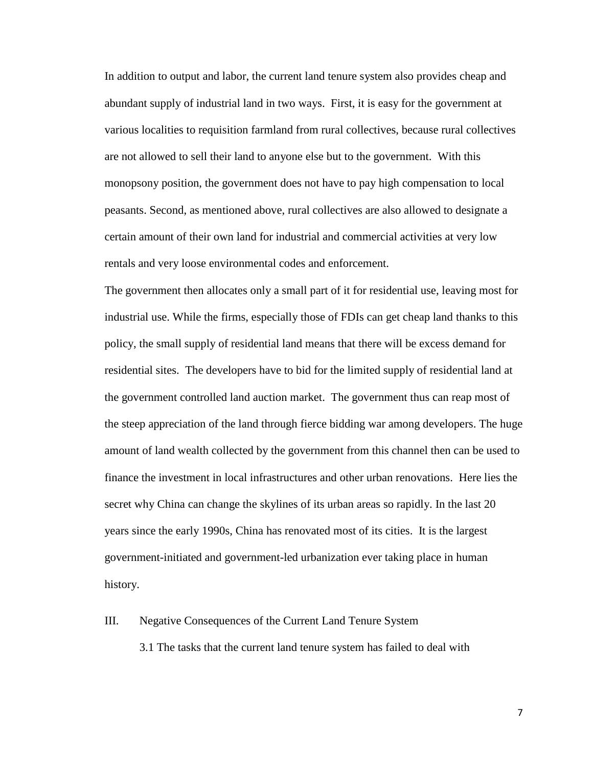In addition to output and labor, the current land tenure system also provides cheap and abundant supply of industrial land in two ways. First, it is easy for the government at various localities to requisition farmland from rural collectives, because rural collectives are not allowed to sell their land to anyone else but to the government. With this monopsony position, the government does not have to pay high compensation to local peasants. Second, as mentioned above, rural collectives are also allowed to designate a certain amount of their own land for industrial and commercial activities at very low rentals and very loose environmental codes and enforcement.

The government then allocates only a small part of it for residential use, leaving most for industrial use. While the firms, especially those of FDIs can get cheap land thanks to this policy, the small supply of residential land means that there will be excess demand for residential sites. The developers have to bid for the limited supply of residential land at the government controlled land auction market. The government thus can reap most of the steep appreciation of the land through fierce bidding war among developers. The huge amount of land wealth collected by the government from this channel then can be used to finance the investment in local infrastructures and other urban renovations. Here lies the secret why China can change the skylines of its urban areas so rapidly. In the last 20 years since the early 1990s, China has renovated most of its cities. It is the largest government-initiated and government-led urbanization ever taking place in human history.

## III. Negative Consequences of the Current Land Tenure System

### 3.1 The tasks that the current land tenure system has failed to deal with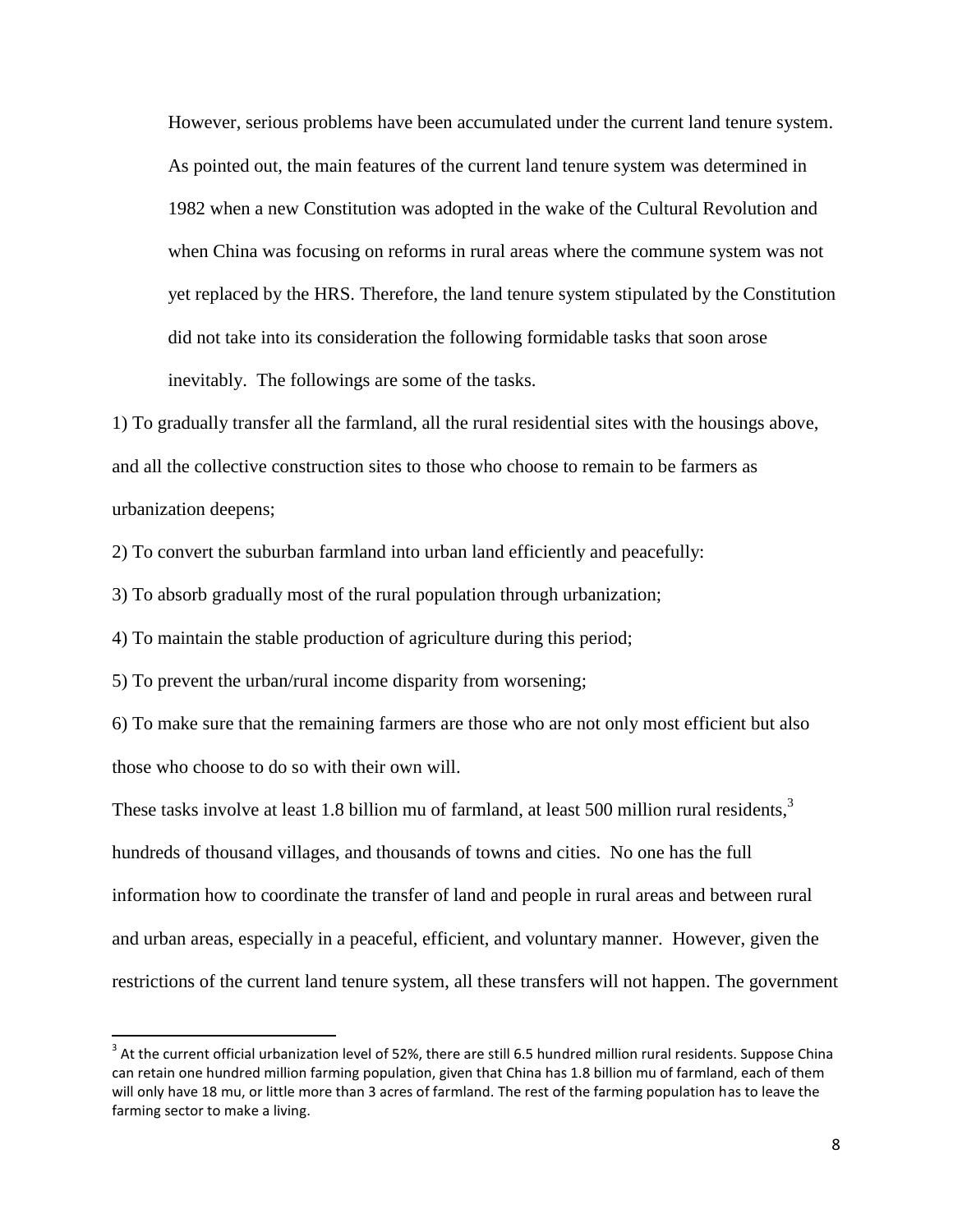However, serious problems have been accumulated under the current land tenure system. As pointed out, the main features of the current land tenure system was determined in 1982 when a new Constitution was adopted in the wake of the Cultural Revolution and when China was focusing on reforms in rural areas where the commune system was not yet replaced by the HRS. Therefore, the land tenure system stipulated by the Constitution did not take into its consideration the following formidable tasks that soon arose inevitably. The followings are some of the tasks.

1) To gradually transfer all the farmland, all the rural residential sites with the housings above, and all the collective construction sites to those who choose to remain to be farmers as urbanization deepens;

2) To convert the suburban farmland into urban land efficiently and peacefully:

3) To absorb gradually most of the rural population through urbanization;

4) To maintain the stable production of agriculture during this period;

5) To prevent the urban/rural income disparity from worsening;

6) To make sure that the remaining farmers are those who are not only most efficient but also those who choose to do so with their own will.

These tasks involve at least 1.8 billion mu of farmland, at least 500 million rural residents,[3] hundreds of thousand villages, and thousands of towns and cities. No one has the full information how to coordinate the transfer of land and people in rural areas and between rural and urban areas, especially in a peaceful, efficient, and voluntary manner. However, given the restrictions of the current land tenure system, all these transfers will not happen. The government

[3] At the current official urbanization level of 52%, there are still 6.5 hundred million rural residents. Suppose China can retain one hundred million farming population, given that China has 1.8 billion mu of farmland, each of them will only have 18 mu, or little more than 3 acres of farmland. The rest of the farming population has to leave the farming sector to make a living.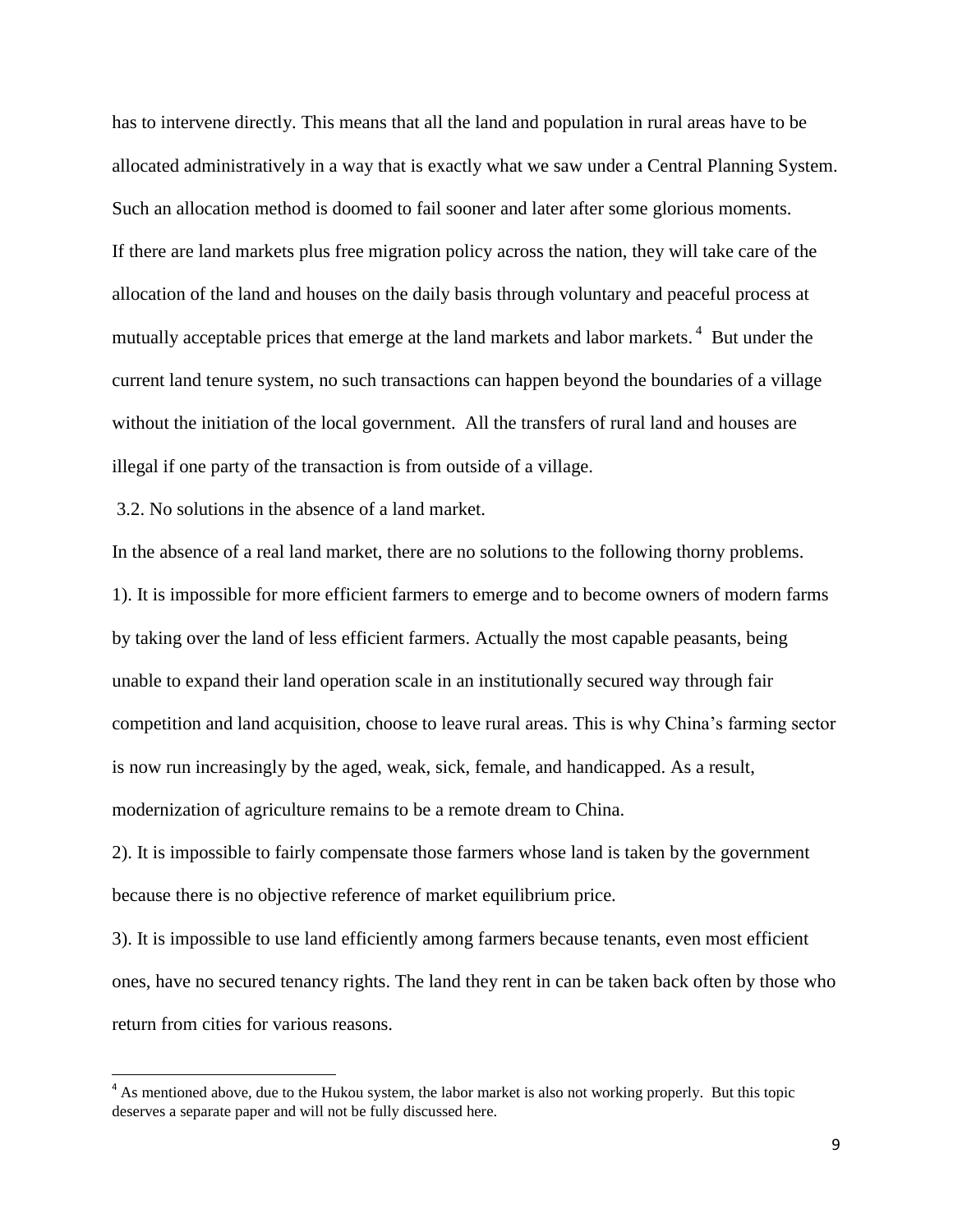has to intervene directly. This means that all the land and population in rural areas have to be allocated administratively in a way that is exactly what we saw under a Central Planning System. Such an allocation method is doomed to fail sooner and later after some glorious moments.

If there are land markets plus free migration policy across the nation, they will take care of the allocation of the land and houses on the daily basis through voluntary and peaceful process at mutually acceptable prices that emerge at the land markets and labor markets.[4] But under the current land tenure system, no such transactions can happen beyond the boundaries of a village without the initiation of the local government. All the transfers of rural land and houses are illegal if one party of the transaction is from outside of a village.

### 3.2. No solutions in the absence of a land market.

In the absence of a real land market, there are no solutions to the following thorny problems.

1). It is impossible for more efficient farmers to emerge and to become owners of modern farms by taking over the land of less efficient farmers. Actually the most capable peasants, being unable to expand their land operation scale in an institutionally secured way through fair competition and land acquisition, choose to leave rural areas. This is why China's farming sector is now run increasingly by the aged, weak, sick, female, and handicapped. As a result, modernization of agriculture remains to be a remote dream to China.

2). It is impossible to fairly compensate those farmers whose land is taken by the government because there is no objective reference of market equilibrium price.

3). It is impossible to use land efficiently among farmers because tenants, even most efficient ones, have no secured tenancy rights. The land they rent in can be taken back often by those who return from cities for various reasons.

---

[4] As mentioned above, due to the Hukou system, the labor market is also not working properly. But this topic deserves a separate paper and will not be fully discussed here.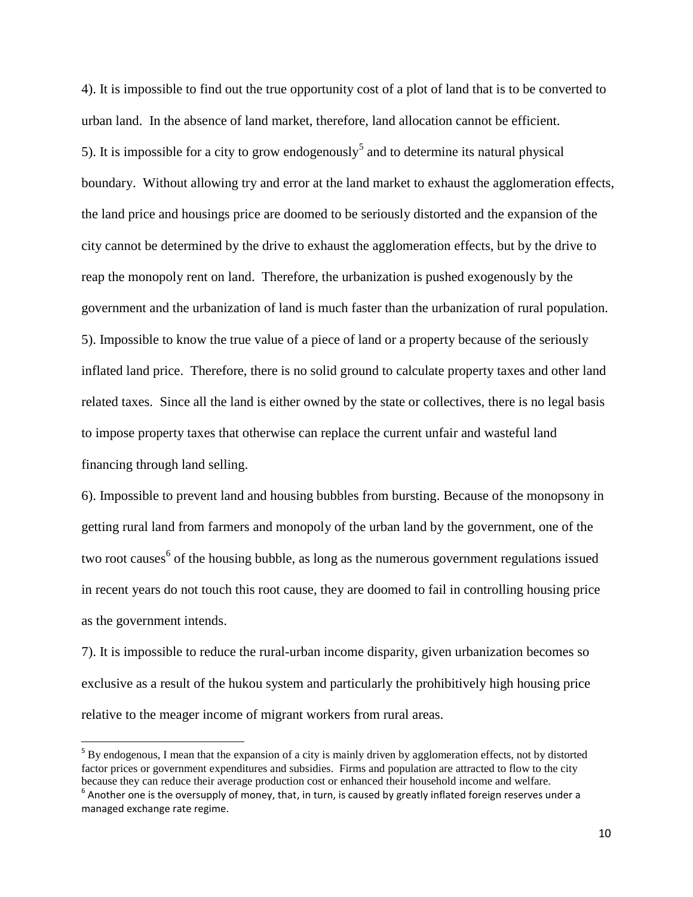4). It is impossible to find out the true opportunity cost of a plot of land that is to be converted to urban land. In the absence of land market, therefore, land allocation cannot be efficient.

5). It is impossible for a city to grow endogenously[5] and to determine its natural physical boundary. Without allowing try and error at the land market to exhaust the agglomeration effects, the land price and housings price are doomed to be seriously distorted and the expansion of the city cannot be determined by the drive to exhaust the agglomeration effects, but by the drive to reap the monopoly rent on land. Therefore, the urbanization is pushed exogenously by the government and the urbanization of land is much faster than the urbanization of rural population.

5). Impossible to know the true value of a piece of land or a property because of the seriously inflated land price. Therefore, there is no solid ground to calculate property taxes and other land related taxes. Since all the land is either owned by the state or collectives, there is no legal basis to impose property taxes that otherwise can replace the current unfair and wasteful land financing through land selling.

6). Impossible to prevent land and housing bubbles from bursting. Because of the monopsony in getting rural land from farmers and monopoly of the urban land by the government, one of the two root causes[6] of the housing bubble, as long as the numerous government regulations issued in recent years do not touch this root cause, they are doomed to fail in controlling housing price as the government intends.

7). It is impossible to reduce the rural-urban income disparity, given urbanization becomes so exclusive as a result of the hukou system and particularly the prohibitively high housing price relative to the meager income of migrant workers from rural areas.

---

[5] By endogenous, I mean that the expansion of a city is mainly driven by agglomeration effects, not by distorted factor prices or government expenditures and subsidies. Firms and population are attracted to flow to the city because they can reduce their average production cost or enhanced their household income and welfare.

[6] Another one is the oversupply of money, that, in turn, is caused by greatly inflated foreign reserves under a managed exchange rate regime.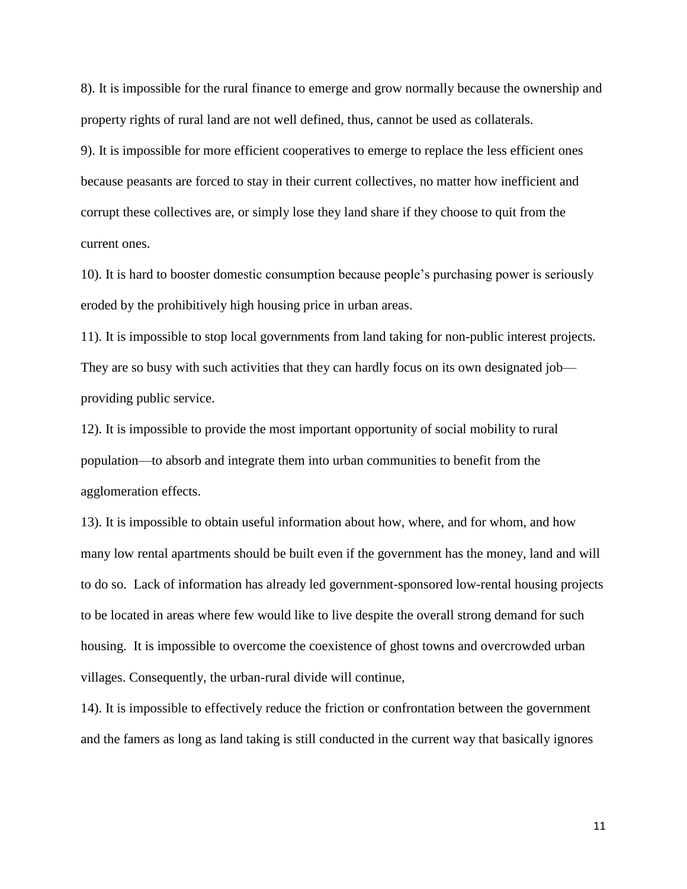8). It is impossible for the rural finance to emerge and grow normally because the ownership and property rights of rural land are not well defined, thus, cannot be used as collaterals.

9). It is impossible for more efficient cooperatives to emerge to replace the less efficient ones because peasants are forced to stay in their current collectives, no matter how inefficient and corrupt these collectives are, or simply lose they land share if they choose to quit from the current ones.

10). It is hard to booster domestic consumption because people's purchasing power is seriously eroded by the prohibitively high housing price in urban areas.

11). It is impossible to stop local governments from land taking for non-public interest projects. They are so busy with such activities that they can hardly focus on its own designated job—providing public service.

12). It is impossible to provide the most important opportunity of social mobility to rural population—to absorb and integrate them into urban communities to benefit from the agglomeration effects.

13). It is impossible to obtain useful information about how, where, and for whom, and how many low rental apartments should be built even if the government has the money, land and will to do so. Lack of information has already led government-sponsored low-rental housing projects to be located in areas where few would like to live despite the overall strong demand for such housing. It is impossible to overcome the coexistence of ghost towns and overcrowded urban villages. Consequently, the urban-rural divide will continue,

14). It is impossible to effectively reduce the friction or confrontation between the government and the famers as long as land taking is still conducted in the current way that basically ignores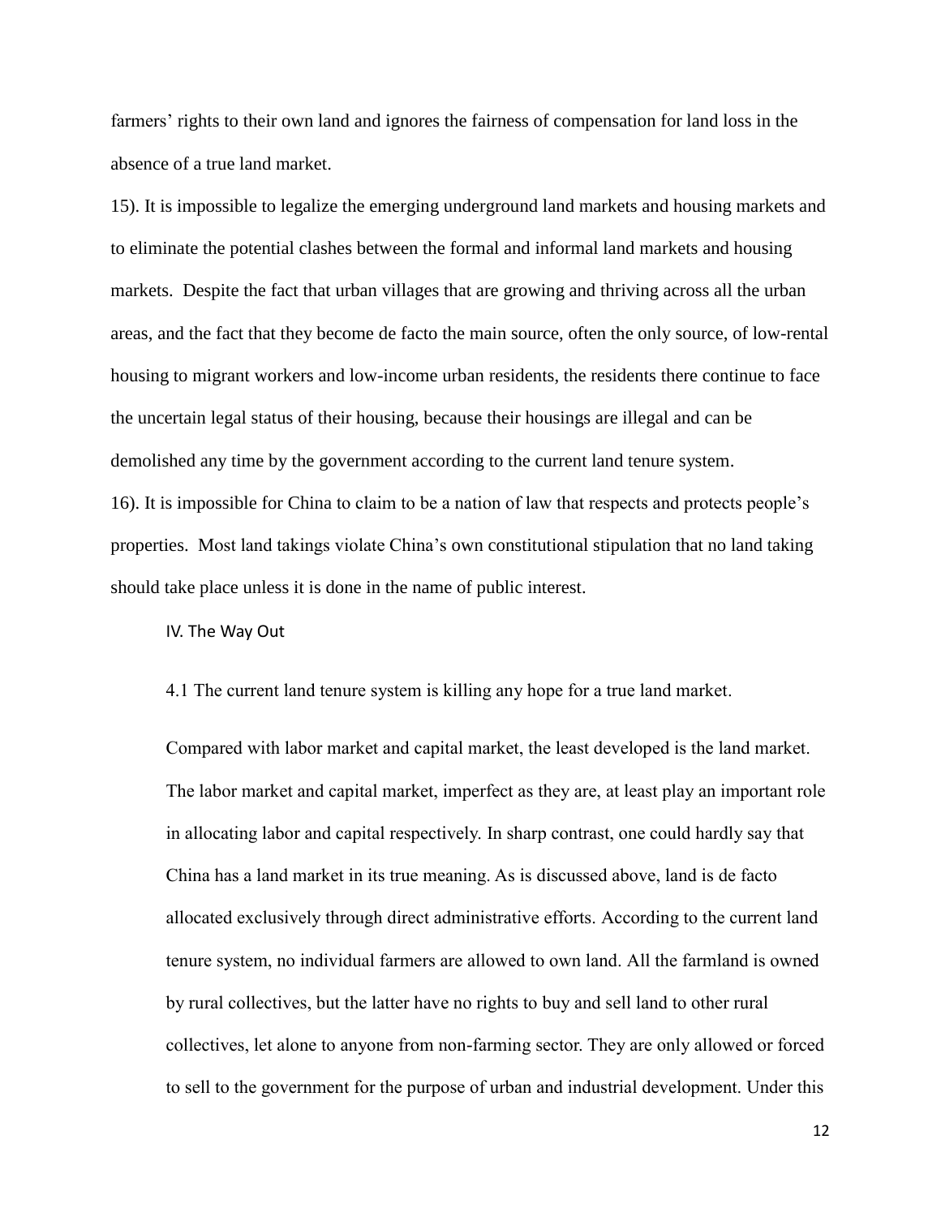farmers' rights to their own land and ignores the fairness of compensation for land loss in the absence of a true land market.

15). It is impossible to legalize the emerging underground land markets and housing markets and to eliminate the potential clashes between the formal and informal land markets and housing markets. Despite the fact that urban villages that are growing and thriving across all the urban areas, and the fact that they become de facto the main source, often the only source, of low-rental housing to migrant workers and low-income urban residents, the residents there continue to face the uncertain legal status of their housing, because their housings are illegal and can be demolished any time by the government according to the current land tenure system.

16). It is impossible for China to claim to be a nation of law that respects and protects people's properties. Most land takings violate China's own constitutional stipulation that no land taking should take place unless it is done in the name of public interest.

## IV. The Way Out

### 4.1 The current land tenure system is killing any hope for a true land market.

Compared with labor market and capital market, the least developed is the land market. The labor market and capital market, imperfect as they are, at least play an important role in allocating labor and capital respectively. In sharp contrast, one could hardly say that China has a land market in its true meaning. As is discussed above, land is de facto allocated exclusively through direct administrative efforts. According to the current land tenure system, no individual farmers are allowed to own land. All the farmland is owned by rural collectives, but the latter have no rights to buy and sell land to other rural collectives, let alone to anyone from non-farming sector. They are only allowed or forced to sell to the government for the purpose of urban and industrial development. Under this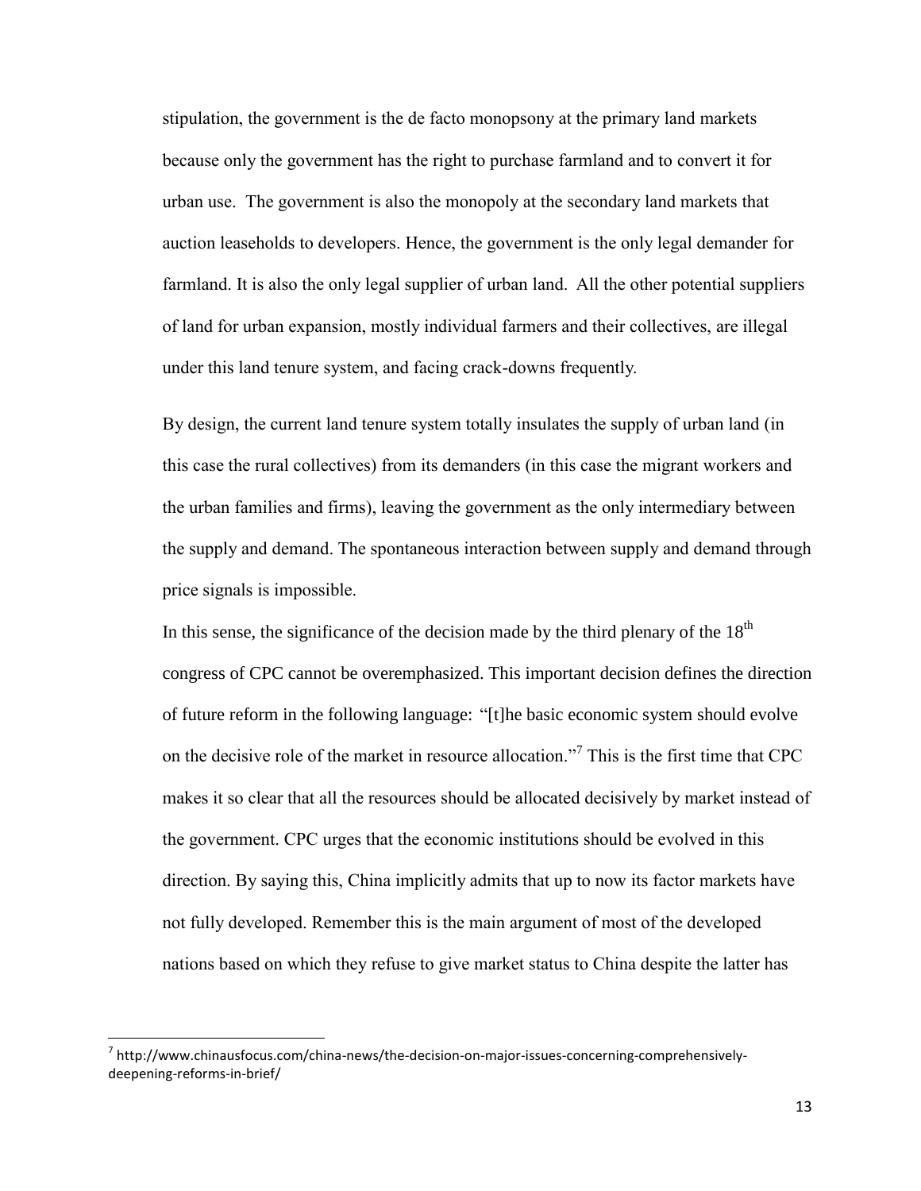stipulation, the government is the de facto monopsony at the primary land markets because only the government has the right to purchase farmland and to convert it for urban use. The government is also the monopoly at the secondary land markets that auction leaseholds to developers. Hence, the government is the only legal demander for farmland. It is also the only legal supplier of urban land. All the other potential suppliers of land for urban expansion, mostly individual farmers and their collectives, are illegal under this land tenure system, and facing crack-downs frequently.

By design, the current land tenure system totally insulates the supply of urban land (in this case the rural collectives) from its demanders (in this case the migrant workers and the urban families and firms), leaving the government as the only intermediary between the supply and demand. The spontaneous interaction between supply and demand through price signals is impossible.

In this sense, the significance of the decision made by the third plenary of the 18th congress of CPC cannot be overemphasized. This important decision defines the direction of future reform in the following language: "[t]he basic economic system should evolve on the decisive role of the market in resource allocation."[7] This is the first time that CPC makes it so clear that all the resources should be allocated decisively by market instead of the government. CPC urges that the economic institutions should be evolved in this direction. By saying this, China implicitly admits that up to now its factor markets have not fully developed. Remember this is the main argument of most of the developed nations based on which they refuse to give market status to China despite the latter has

[7] http://www.chinausfocus.com/china-news/the-decision-on-major-issues-concerning-comprehensively-deepening-reforms-in-brief/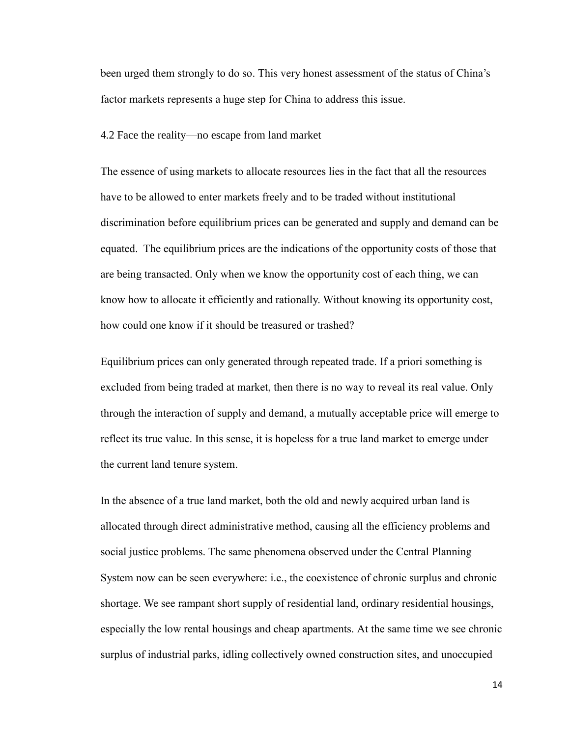been urged them strongly to do so. This very honest assessment of the status of China's factor markets represents a huge step for China to address this issue.

### 4.2 Face the reality—no escape from land market

The essence of using markets to allocate resources lies in the fact that all the resources have to be allowed to enter markets freely and to be traded without institutional discrimination before equilibrium prices can be generated and supply and demand can be equated. The equilibrium prices are the indications of the opportunity costs of those that are being transacted. Only when we know the opportunity cost of each thing, we can know how to allocate it efficiently and rationally. Without knowing its opportunity cost, how could one know if it should be treasured or trashed?

Equilibrium prices can only generated through repeated trade. If a priori something is excluded from being traded at market, then there is no way to reveal its real value. Only through the interaction of supply and demand, a mutually acceptable price will emerge to reflect its true value. In this sense, it is hopeless for a true land market to emerge under the current land tenure system.

In the absence of a true land market, both the old and newly acquired urban land is allocated through direct administrative method, causing all the efficiency problems and social justice problems. The same phenomena observed under the Central Planning System now can be seen everywhere: i.e., the coexistence of chronic surplus and chronic shortage. We see rampant short supply of residential land, ordinary residential housings, especially the low rental housings and cheap apartments. At the same time we see chronic surplus of industrial parks, idling collectively owned construction sites, and unoccupied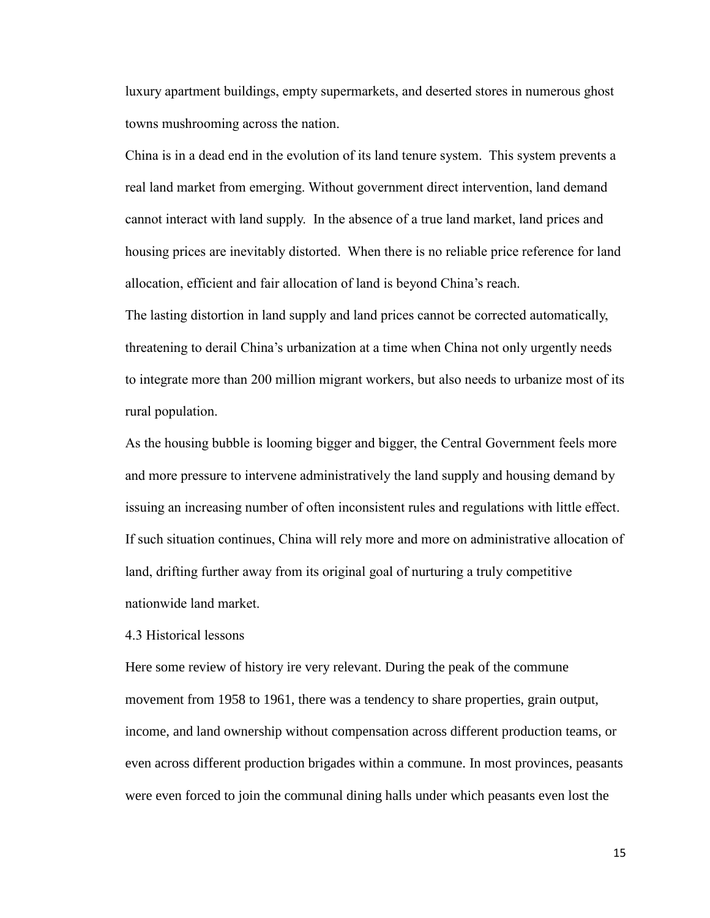luxury apartment buildings, empty supermarkets, and deserted stores in numerous ghost towns mushrooming across the nation.

China is in a dead end in the evolution of its land tenure system. This system prevents a real land market from emerging. Without government direct intervention, land demand cannot interact with land supply. In the absence of a true land market, land prices and housing prices are inevitably distorted. When there is no reliable price reference for land allocation, efficient and fair allocation of land is beyond China's reach.

The lasting distortion in land supply and land prices cannot be corrected automatically, threatening to derail China's urbanization at a time when China not only urgently needs to integrate more than 200 million migrant workers, but also needs to urbanize most of its rural population.

As the housing bubble is looming bigger and bigger, the Central Government feels more and more pressure to intervene administratively the land supply and housing demand by issuing an increasing number of often inconsistent rules and regulations with little effect. If such situation continues, China will rely more and more on administrative allocation of land, drifting further away from its original goal of nurturing a truly competitive nationwide land market.

### 4.3 Historical lessons

Here some review of history ire very relevant. During the peak of the commune movement from 1958 to 1961, there was a tendency to share properties, grain output, income, and land ownership without compensation across different production teams, or even across different production brigades within a commune. In most provinces, peasants were even forced to join the communal dining halls under which peasants even lost the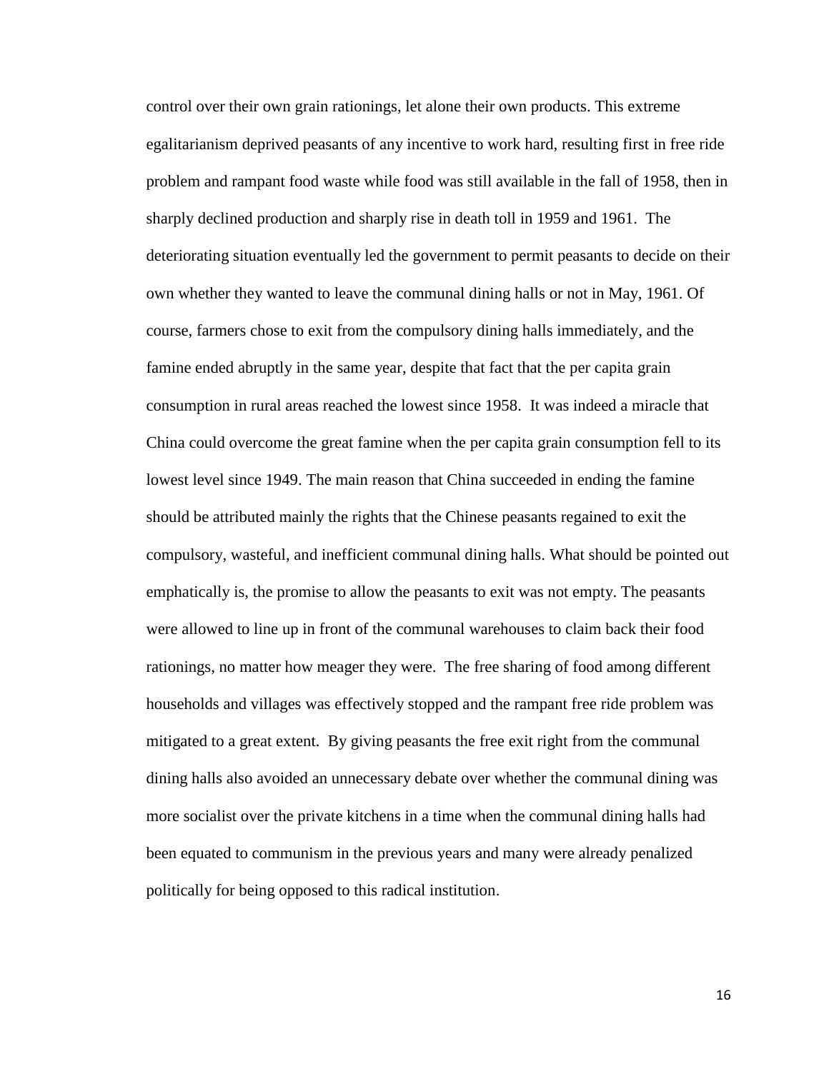control over their own grain rationings, let alone their own products. This extreme egalitarianism deprived peasants of any incentive to work hard, resulting first in free ride problem and rampant food waste while food was still available in the fall of 1958, then in sharply declined production and sharply rise in death toll in 1959 and 1961. The deteriorating situation eventually led the government to permit peasants to decide on their own whether they wanted to leave the communal dining halls or not in May, 1961. Of course, farmers chose to exit from the compulsory dining halls immediately, and the famine ended abruptly in the same year, despite that fact that the per capita grain consumption in rural areas reached the lowest since 1958. It was indeed a miracle that China could overcome the great famine when the per capita grain consumption fell to its lowest level since 1949. The main reason that China succeeded in ending the famine should be attributed mainly the rights that the Chinese peasants regained to exit the compulsory, wasteful, and inefficient communal dining halls. What should be pointed out emphatically is, the promise to allow the peasants to exit was not empty. The peasants were allowed to line up in front of the communal warehouses to claim back their food rationings, no matter how meager they were. The free sharing of food among different households and villages was effectively stopped and the rampant free ride problem was mitigated to a great extent. By giving peasants the free exit right from the communal dining halls also avoided an unnecessary debate over whether the communal dining was more socialist over the private kitchens in a time when the communal dining halls had been equated to communism in the previous years and many were already penalized politically for being opposed to this radical institution.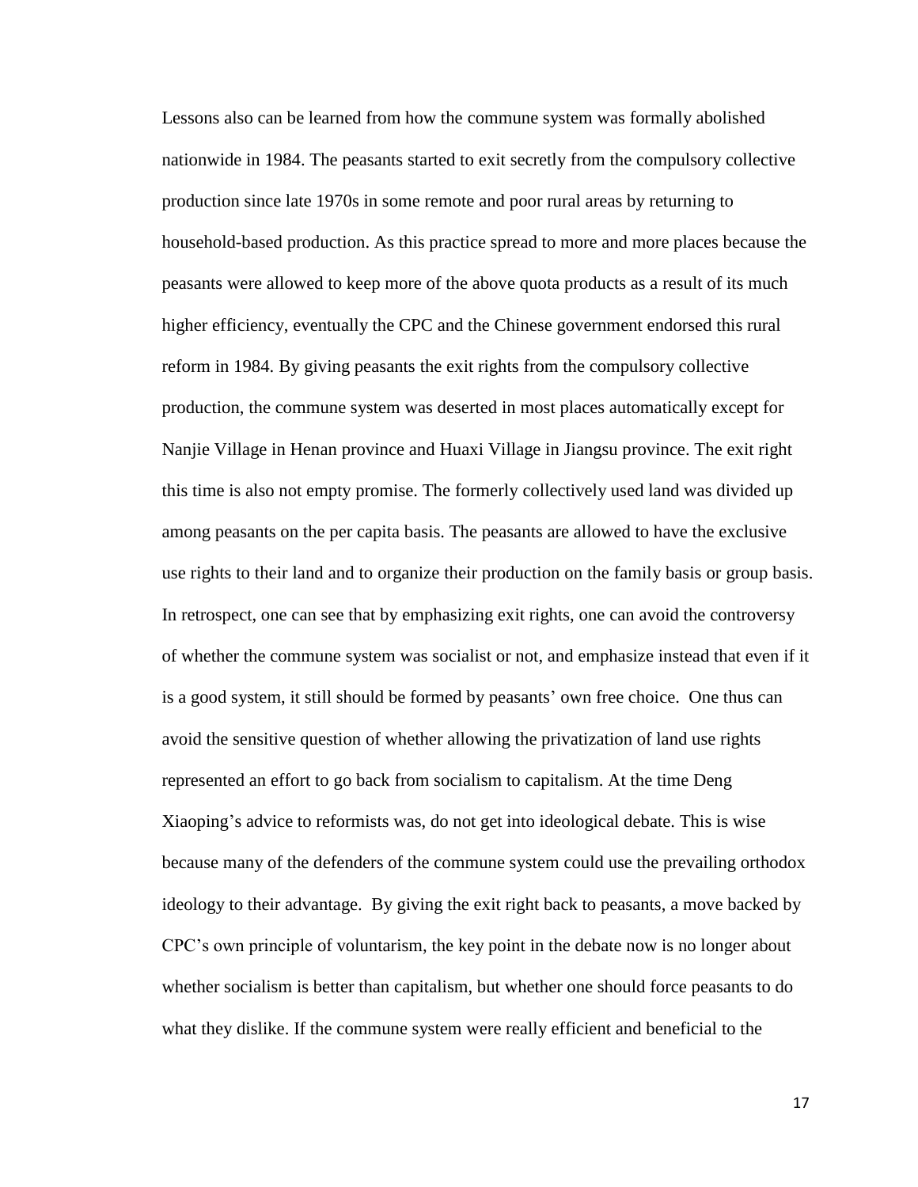Lessons also can be learned from how the commune system was formally abolished nationwide in 1984. The peasants started to exit secretly from the compulsory collective production since late 1970s in some remote and poor rural areas by returning to household-based production. As this practice spread to more and more places because the peasants were allowed to keep more of the above quota products as a result of its much higher efficiency, eventually the CPC and the Chinese government endorsed this rural reform in 1984. By giving peasants the exit rights from the compulsory collective production, the commune system was deserted in most places automatically except for Nanjie Village in Henan province and Huaxi Village in Jiangsu province. The exit right this time is also not empty promise. The formerly collectively used land was divided up among peasants on the per capita basis. The peasants are allowed to have the exclusive use rights to their land and to organize their production on the family basis or group basis. In retrospect, one can see that by emphasizing exit rights, one can avoid the controversy of whether the commune system was socialist or not, and emphasize instead that even if it is a good system, it still should be formed by peasants' own free choice. One thus can avoid the sensitive question of whether allowing the privatization of land use rights represented an effort to go back from socialism to capitalism. At the time Deng Xiaoping's advice to reformists was, do not get into ideological debate. This is wise because many of the defenders of the commune system could use the prevailing orthodox ideology to their advantage. By giving the exit right back to peasants, a move backed by CPC's own principle of voluntarism, the key point in the debate now is no longer about whether socialism is better than capitalism, but whether one should force peasants to do what they dislike. If the commune system were really efficient and beneficial to the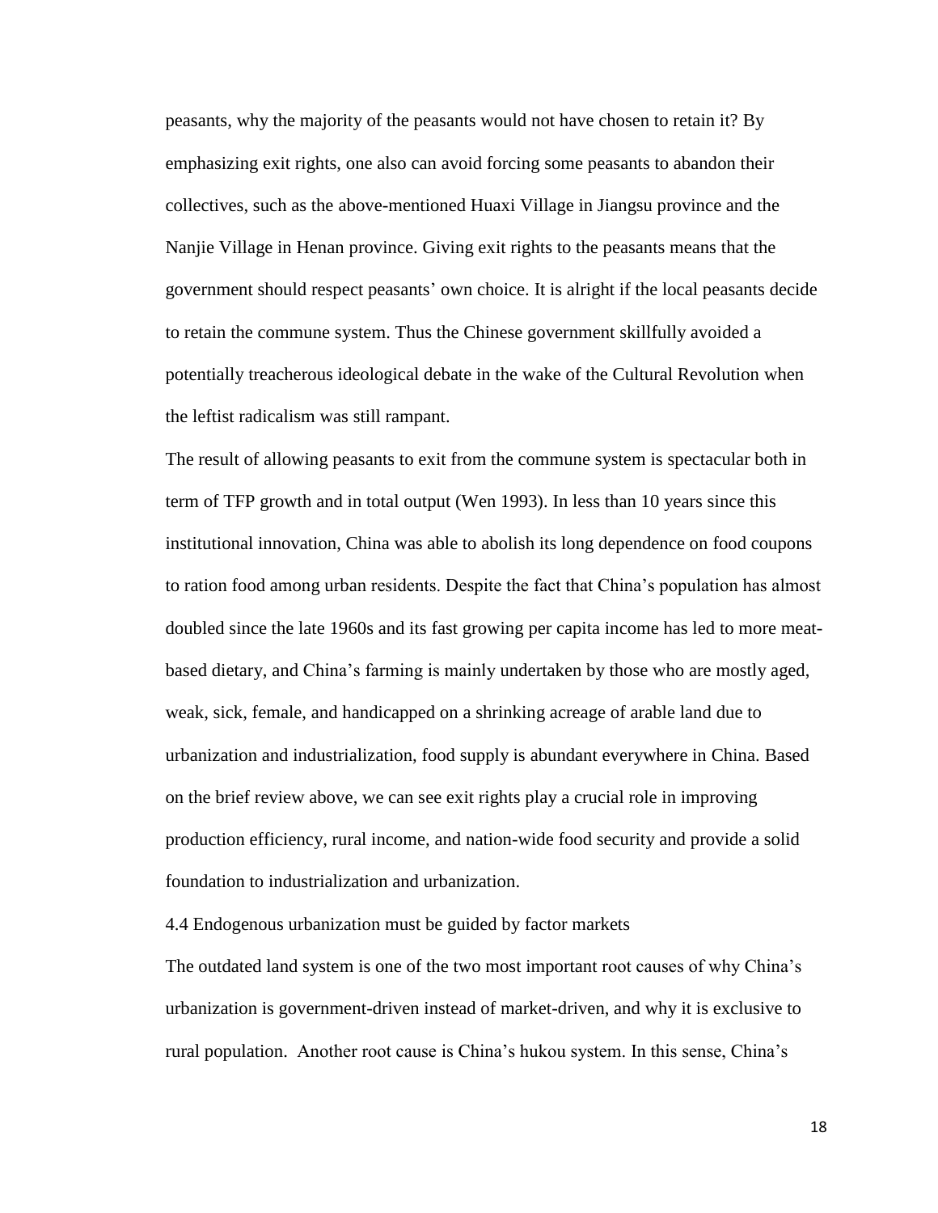peasants, why the majority of the peasants would not have chosen to retain it? By emphasizing exit rights, one also can avoid forcing some peasants to abandon their collectives, such as the above-mentioned Huaxi Village in Jiangsu province and the Nanjie Village in Henan province. Giving exit rights to the peasants means that the government should respect peasants' own choice. It is alright if the local peasants decide to retain the commune system. Thus the Chinese government skillfully avoided a potentially treacherous ideological debate in the wake of the Cultural Revolution when the leftist radicalism was still rampant.

The result of allowing peasants to exit from the commune system is spectacular both in term of TFP growth and in total output (Wen 1993). In less than 10 years since this institutional innovation, China was able to abolish its long dependence on food coupons to ration food among urban residents. Despite the fact that China's population has almost doubled since the late 1960s and its fast growing per capita income has led to more meat-based dietary, and China's farming is mainly undertaken by those who are mostly aged, weak, sick, female, and handicapped on a shrinking acreage of arable land due to urbanization and industrialization, food supply is abundant everywhere in China. Based on the brief review above, we can see exit rights play a crucial role in improving production efficiency, rural income, and nation-wide food security and provide a solid foundation to industrialization and urbanization.

### 4.4 Endogenous urbanization must be guided by factor markets

The outdated land system is one of the two most important root causes of why China's urbanization is government-driven instead of market-driven, and why it is exclusive to rural population. Another root cause is China's hukou system. In this sense, China's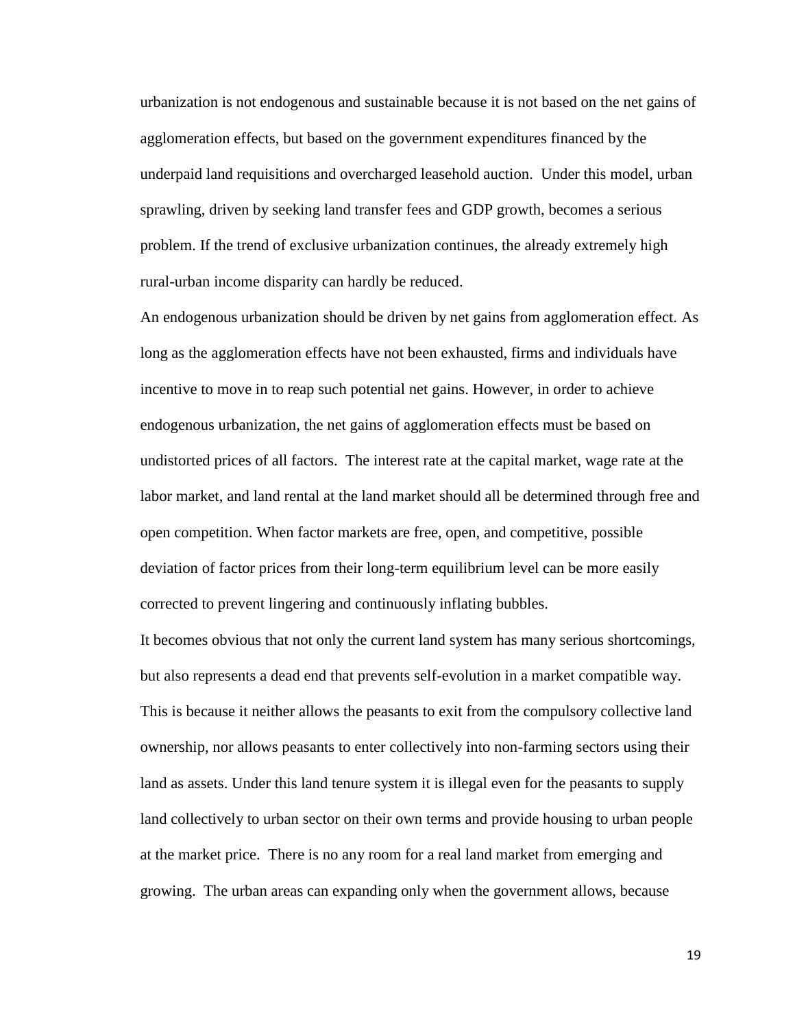urbanization is not endogenous and sustainable because it is not based on the net gains of agglomeration effects, but based on the government expenditures financed by the underpaid land requisitions and overcharged leasehold auction. Under this model, urban sprawling, driven by seeking land transfer fees and GDP growth, becomes a serious problem. If the trend of exclusive urbanization continues, the already extremely high rural-urban income disparity can hardly be reduced.

An endogenous urbanization should be driven by net gains from agglomeration effect. As long as the agglomeration effects have not been exhausted, firms and individuals have incentive to move in to reap such potential net gains. However, in order to achieve endogenous urbanization, the net gains of agglomeration effects must be based on undistorted prices of all factors. The interest rate at the capital market, wage rate at the labor market, and land rental at the land market should all be determined through free and open competition. When factor markets are free, open, and competitive, possible deviation of factor prices from their long-term equilibrium level can be more easily corrected to prevent lingering and continuously inflating bubbles.

It becomes obvious that not only the current land system has many serious shortcomings, but also represents a dead end that prevents self-evolution in a market compatible way. This is because it neither allows the peasants to exit from the compulsory collective land ownership, nor allows peasants to enter collectively into non-farming sectors using their land as assets. Under this land tenure system it is illegal even for the peasants to supply land collectively to urban sector on their own terms and provide housing to urban people at the market price. There is no any room for a real land market from emerging and growing. The urban areas can expanding only when the government allows, because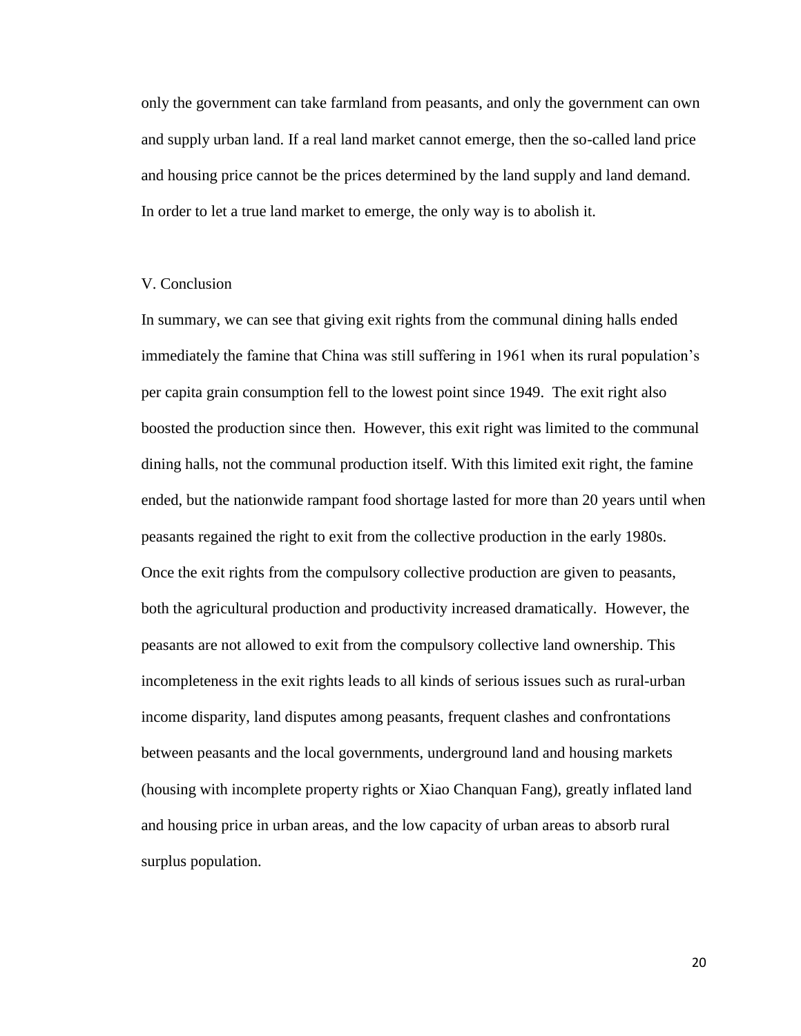only the government can take farmland from peasants, and only the government can own and supply urban land. If a real land market cannot emerge, then the so-called land price and housing price cannot be the prices determined by the land supply and land demand. In order to let a true land market to emerge, the only way is to abolish it.

## V. Conclusion

In summary, we can see that giving exit rights from the communal dining halls ended immediately the famine that China was still suffering in 1961 when its rural population's per capita grain consumption fell to the lowest point since 1949. The exit right also boosted the production since then. However, this exit right was limited to the communal dining halls, not the communal production itself. With this limited exit right, the famine ended, but the nationwide rampant food shortage lasted for more than 20 years until when peasants regained the right to exit from the collective production in the early 1980s. Once the exit rights from the compulsory collective production are given to peasants, both the agricultural production and productivity increased dramatically. However, the peasants are not allowed to exit from the compulsory collective land ownership. This incompleteness in the exit rights leads to all kinds of serious issues such as rural-urban income disparity, land disputes among peasants, frequent clashes and confrontations between peasants and the local governments, underground land and housing markets (housing with incomplete property rights or Xiao Chanquan Fang), greatly inflated land and housing price in urban areas, and the low capacity of urban areas to absorb rural surplus population.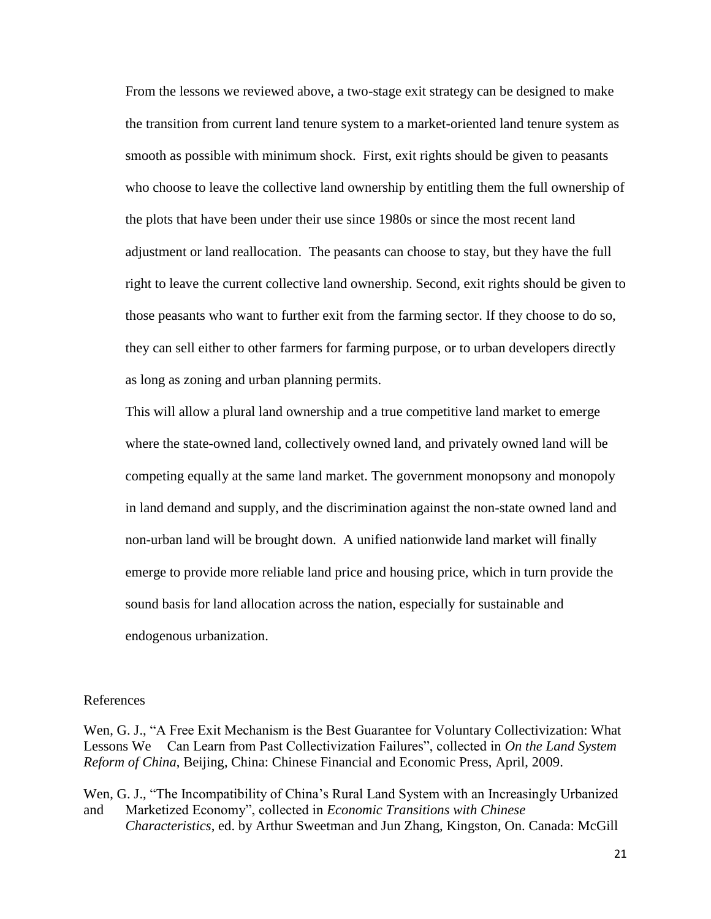From the lessons we reviewed above, a two-stage exit strategy can be designed to make the transition from current land tenure system to a market-oriented land tenure system as smooth as possible with minimum shock. First, exit rights should be given to peasants who choose to leave the collective land ownership by entitling them the full ownership of the plots that have been under their use since 1980s or since the most recent land adjustment or land reallocation. The peasants can choose to stay, but they have the full right to leave the current collective land ownership. Second, exit rights should be given to those peasants who want to further exit from the farming sector. If they choose to do so, they can sell either to other farmers for farming purpose, or to urban developers directly as long as zoning and urban planning permits.

This will allow a plural land ownership and a true competitive land market to emerge where the state-owned land, collectively owned land, and privately owned land will be competing equally at the same land market. The government monopsony and monopoly in land demand and supply, and the discrimination against the non-state owned land and non-urban land will be brought down. A unified nationwide land market will finally emerge to provide more reliable land price and housing price, which in turn provide the sound basis for land allocation across the nation, especially for sustainable and endogenous urbanization.

## References

Wen, G. J., "A Free Exit Mechanism is the Best Guarantee for Voluntary Collectivization: What Lessons We Can Learn from Past Collectivization Failures", collected in *On the Land System Reform of China*, Beijing, China: Chinese Financial and Economic Press, April, 2009.

Wen, G. J., "The Incompatibility of China's Rural Land System with an Increasingly Urbanized and Marketized Economy", collected in *Economic Transitions with Chinese Characteristics*, ed. by Arthur Sweetman and Jun Zhang, Kingston, On. Canada: McGill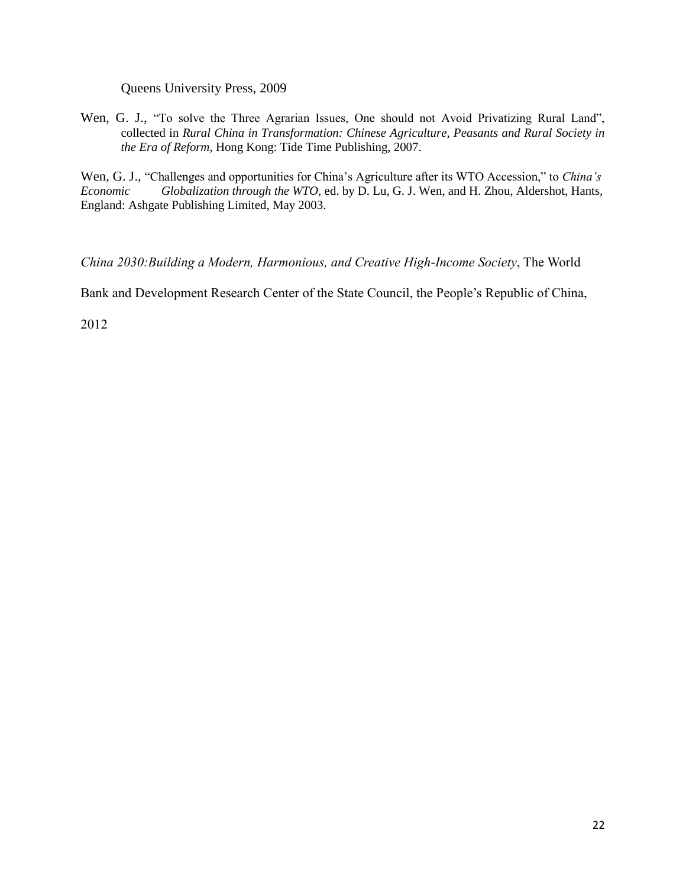Queens University Press, 2009

Wen, G. J., "To solve the Three Agrarian Issues, One should not Avoid Privatizing Rural Land", collected in *Rural China in Transformation: Chinese Agriculture, Peasants and Rural Society in the Era of Reform*, Hong Kong: Tide Time Publishing, 2007.

Wen, G. J., "Challenges and opportunities for China's Agriculture after its WTO Accession," to *China's Economic Globalization through the WTO*, ed. by D. Lu, G. J. Wen, and H. Zhou, Aldershot, Hants, England: Ashgate Publishing Limited, May 2003.

*China 2030:Building a Modern, Harmonious, and Creative High-Income Society*, The World Bank and Development Research Center of the State Council, the People's Republic of China, 2012